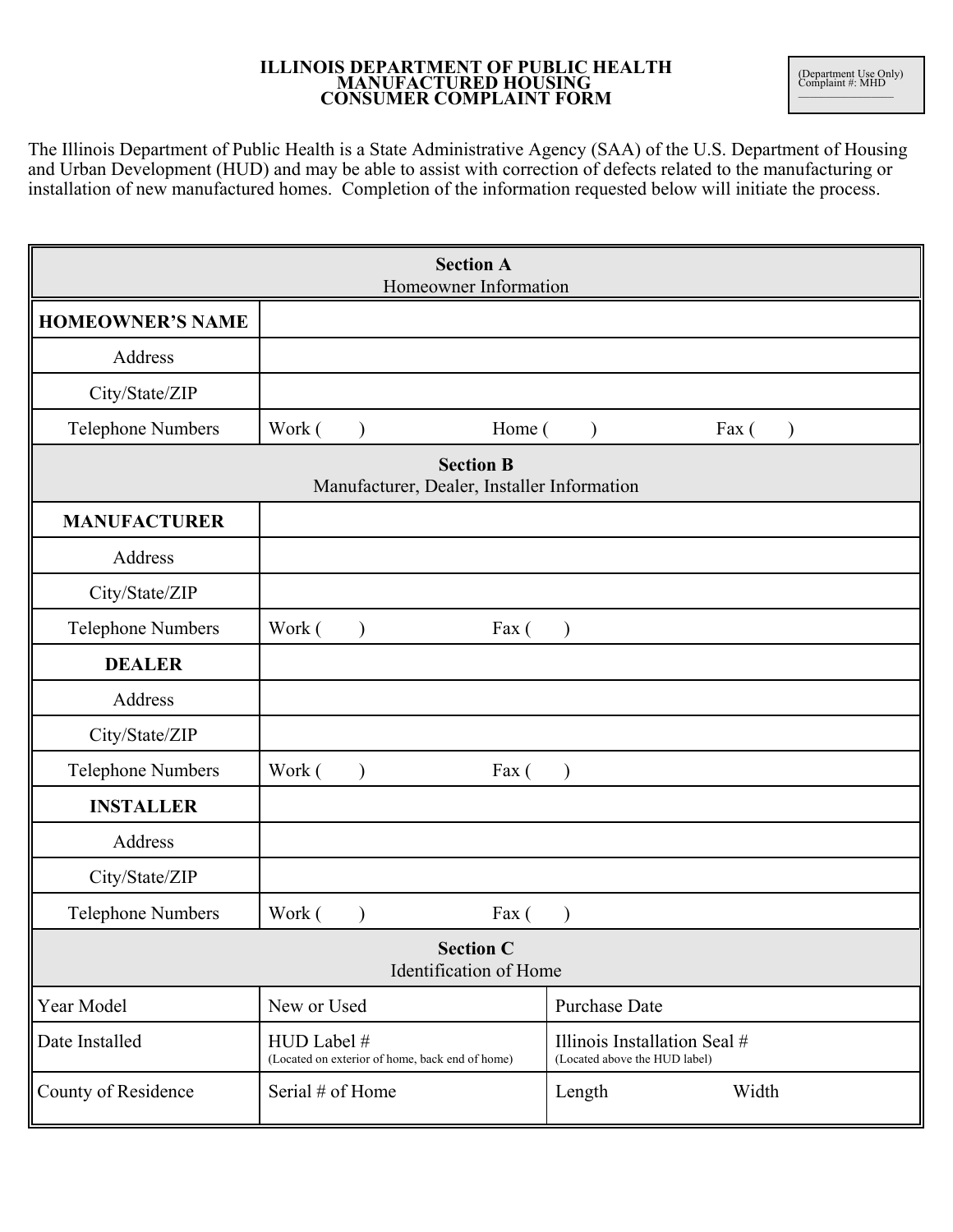# ILLINOIS DEPARTMENT OF PUBLIC HEALTH
# MANUFACTURED HOUSING
# CONSUMER COMPLAINT FORM

(Department Use Only)
Complaint #: MHD ____________

The Illinois Department of Public Health is a State Administrative Agency (SAA) of the U.S. Department of Housing and Urban Development (HUD) and may be able to assist with correction of defects related to the manufacturing or installation of new manufactured homes. Completion of the information requested below will initiate the process.

| **Section A**<br>Homeowner Information | | |
|---|---|---|
| **HOMEOWNER'S NAME** | | |
| Address | | |
| City/State/ZIP | | |
| Telephone Numbers | Work (     )          Home (     )          Fax (     ) | |
| **Section B**<br>Manufacturer, Dealer, Installer Information | | |
| **MANUFACTURER** | | |
| Address | | |
| City/State/ZIP | | |
| Telephone Numbers | Work (     )          Fax (     ) | |
| **DEALER** | | |
| Address | | |
| City/State/ZIP | | |
| Telephone Numbers | Work (     )          Fax (     ) | |
| **INSTALLER** | | |
| Address | | |
| City/State/ZIP | | |
| Telephone Numbers | Work (     )          Fax (     ) | |
| **Section C**<br>Identification of Home | | |
| Year Model | New or Used | Purchase Date |
| Date Installed | HUD Label #<br>(Located on exterior of home, back end of home) | Illinois Installation Seal #<br>(Located above the HUD label) |
| County of Residence | Serial # of Home | Length          Width |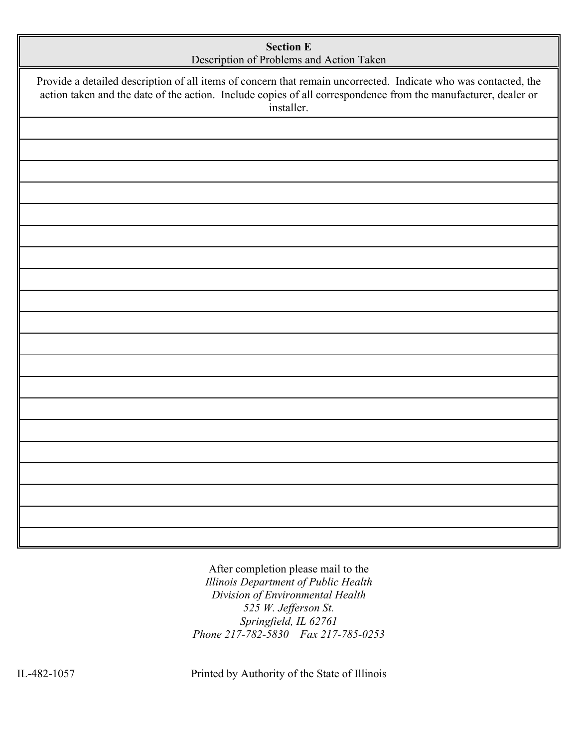## Section E
Description of Problems and Action Taken

Provide a detailed description of all items of concern that remain uncorrected. Indicate who was contacted, the action taken and the date of the action. Include copies of all correspondence from the manufacturer, dealer or installer.

| |
|---|
| |
| |
| |
| |
| |
| |
| |
| |
| |
| |
| |
| |
| |
| |
| |
| |
| |
| |
| |
| |

After completion please mail to the
*Illinois Department of Public Health*
*Division of Environmental Health*
*525 W. Jefferson St.*
*Springfield, IL 62761*
*Phone 217-782-5830 Fax 217-785-0253*

IL-482-1057

Printed by Authority of the State of Illinois